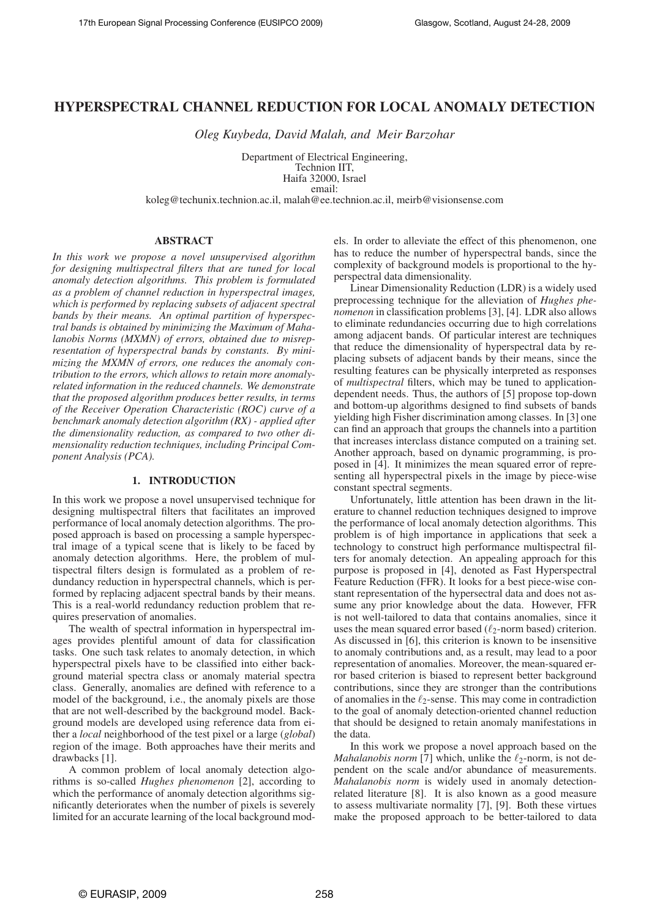# HYPERSPECTRAL CHANNEL REDUCTION FOR LOCAL ANOMALY DETECTION

*Oleg Kuybeda, David Malah, and Meir Barzohar*

Department of Electrical Engineering,
Technion IIT,
Haifa 32000, Israel
email:
koleg@techunix.technion.ac.il, malah@ee.technion.ac.il, meirb@visionsense.com

## ABSTRACT

*In this work we propose a novel unsupervised algorithm for designing multispectral filters that are tuned for local anomaly detection algorithms. This problem is formulated as a problem of channel reduction in hyperspectral images, which is performed by replacing subsets of adjacent spectral bands by their means. An optimal partition of hyperspectral bands is obtained by minimizing the Maximum of Mahalanobis Norms (MXMN) of errors, obtained due to misrepresentation of hyperspectral bands by constants. By minimizing the MXMN of errors, one reduces the anomaly contribution to the errors, which allows to retain more anomaly-related information in the reduced channels. We demonstrate that the proposed algorithm produces better results, in terms of the Receiver Operation Characteristic (ROC) curve of a benchmark anomaly detection algorithm (RX) - applied after the dimensionality reduction, as compared to two other dimensionality reduction techniques, including Principal Component Analysis (PCA).*

## 1. INTRODUCTION

In this work we propose a novel unsupervised technique for designing multispectral filters that facilitates an improved performance of local anomaly detection algorithms. The proposed approach is based on processing a sample hyperspectral image of a typical scene that is likely to be faced by anomaly detection algorithms. Here, the problem of multispectral filters design is formulated as a problem of redundancy reduction in hyperspectral channels, which is performed by replacing adjacent spectral bands by their means. This is a real-world redundancy reduction problem that requires preservation of anomalies.

The wealth of spectral information in hyperspectral images provides plentiful amount of data for classification tasks. One such task relates to anomaly detection, in which hyperspectral pixels have to be classified into either background material spectra class or anomaly material spectra class. Generally, anomalies are defined with reference to a model of the background, i.e., the anomaly pixels are those that are not well-described by the background model. Background models are developed using reference data from either a *local* neighborhood of the test pixel or a large (*global*) region of the image. Both approaches have their merits and drawbacks [1].

A common problem of local anomaly detection algorithms is so-called *Hughes phenomenon* [2], according to which the performance of anomaly detection algorithms significantly deteriorates when the number of pixels is severely limited for an accurate learning of the local background models. In order to alleviate the effect of this phenomenon, one has to reduce the number of hyperspectral bands, since the complexity of background models is proportional to the hyperspectral data dimensionality.

Linear Dimensionality Reduction (LDR) is a widely used preprocessing technique for the alleviation of *Hughes phenomenon* in classification problems [3], [4]. LDR also allows to eliminate redundancies occurring due to high correlations among adjacent bands. Of particular interest are techniques that reduce the dimensionality of hyperspectral data by replacing subsets of adjacent bands by their means, since the resulting features can be physically interpreted as responses of *multispectral* filters, which may be tuned to application-dependent needs. Thus, the authors of [5] propose top-down and bottom-up algorithms designed to find subsets of bands yielding high Fisher discrimination among classes. In [3] one can find an approach that groups the channels into a partition that increases interclass distance computed on a training set. Another approach, based on dynamic programming, is proposed in [4]. It minimizes the mean squared error of representing all hyperspectral pixels in the image by piece-wise constant spectral segments.

Unfortunately, little attention has been drawn in the literature to channel reduction techniques designed to improve the performance of local anomaly detection algorithms. This problem is of high importance in applications that seek a technology to construct high performance multispectral filters for anomaly detection. An appealing approach for this purpose is proposed in [4], denoted as Fast Hyperspectral Feature Reduction (FFR). It looks for a best piece-wise constant representation of the hypersectral data and does not assume any prior knowledge about the data. However, FFR is not well-tailored to data that contains anomalies, since it uses the mean squared error based ($\ell_2$-norm based) criterion. As discussed in [6], this criterion is known to be insensitive to anomaly contributions and, as a result, may lead to a poor representation of anomalies. Moreover, the mean-squared error based criterion is biased to represent better background contributions, since they are stronger than the contributions of anomalies in the $\ell_2$-sense. This may come in contradiction to the goal of anomaly detection-oriented channel reduction that should be designed to retain anomaly manifestations in the data.

In this work we propose a novel approach based on the *Mahalanobis norm* [7] which, unlike the $\ell_2$-norm, is not dependent on the scale and/or abundance of measurements. *Mahalanobis norm* is widely used in anomaly detection-related literature [8]. It is also known as a good measure to assess multivariate normality [7], [9]. Both these virtues make the proposed approach to be better-tailored to data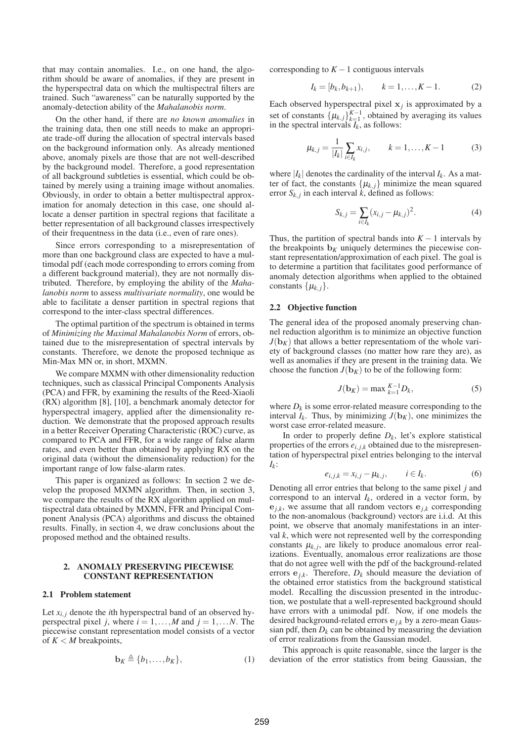that may contain anomalies. I.e., on one hand, the algorithm should be aware of anomalies, if they are present in the hyperspectral data on which the multispectral filters are trained. Such "awareness" can be naturally supported by the anomaly-detection ability of the *Mahalanobis norm*.

On the other hand, if there are *no known anomalies* in the training data, then one still needs to make an appropriate trade-off during the allocation of spectral intervals based on the background information only. As already mentioned above, anomaly pixels are those that are not well-described by the background model. Therefore, a good representation of all background subtleties is essential, which could be obtained by merely using a training image without anomalies. Obviously, in order to obtain a better multispectral approximation for anomaly detection in this case, one should allocate a denser partition in spectral regions that facilitate a better representation of all background classes irrespectively of their frequentness in the data (i.e., even of rare ones).

Since errors corresponding to a misrepresentation of more than one background class are expected to have a multimodal pdf (each mode corresponding to errors coming from a different background material), they are not normally distributed. Therefore, by employing the ability of the *Mahalanobis norm* to assess *multivariate normality*, one would be able to facilitate a denser partition in spectral regions that correspond to the inter-class spectral differences.

The optimal partition of the spectrum is obtained in terms of *Minimizing the Maximal Mahalanobis Norm* of errors, obtained due to the misrepresentation of spectral intervals by constants. Therefore, we denote the proposed technique as Min-Max MN or, in short, MXMN.

We compare MXMN with other dimensionality reduction techniques, such as classical Principal Components Analysis (PCA) and FFR, by examining the results of the Reed-Xiaoli (RX) algorithm [8], [10], a benchmark anomaly detector for hyperspectral imagery, applied after the dimensionality reduction. We demonstrate that the proposed approach results in a better Receiver Operating Characteristic (ROC) curve, as compared to PCA and FFR, for a wide range of false alarm rates, and even better than obtained by applying RX on the original data (without the dimensionality reduction) for the important range of low false-alarm rates.

This paper is organized as follows: In section 2 we develop the proposed MXMN algorithm. Then, in section 3, we compare the results of the RX algorithm applied on multispectral data obtained by MXMN, FFR and Principal Component Analysis (PCA) algorithms and discuss the obtained results. Finally, in section 4, we draw conclusions about the proposed method and the obtained results.

## 2. ANOMALY PRESERVING PIECEWISE CONSTANT REPRESENTATION

### 2.1 Problem statement

Let $x_{i,j}$ denote the $i$th hyperspectral band of an observed hyperspectral pixel $j$, where $i = 1,\ldots,M$ and $j = 1,\ldots N$. The piecewise constant representation model consists of a vector of $K < M$ breakpoints,

$$\mathbf{b}_K \triangleq \{b_1,\ldots,b_K\}, \tag{1}$$

corresponding to $K-1$ contiguous intervals

$$I_k = [b_k, b_{k+1}), \qquad k = 1,\ldots,K-1. \tag{2}$$

Each observed hyperspectral pixel $\mathbf{x}_j$ is approximated by a set of constants $\{\mu_{k,j}\}_{k=1}^{K-1}$, obtained by averaging its values in the spectral intervals $I_k$, as follows:

$$\mu_{k,j} = \frac{1}{|I_k|}\sum_{i\in I_k} x_{i,j}, \qquad k = 1,\ldots,K-1 \tag{3}$$

where $|I_k|$ denotes the cardinality of the interval $I_k$. As a matter of fact, the constants $\{\mu_{k,j}\}$ minimize the mean squared error $S_{k,j}$ in each interval $k$, defined as follows:

$$S_{k,j} = \sum_{i\in I_k}(x_{i,j}-\mu_{k,j})^2. \tag{4}$$

Thus, the partition of spectral bands into $K-1$ intervals by the breakpoints $\mathbf{b}_K$ uniquely determines the piecewise constant representation/approximation of each pixel. The goal is to determine a partition that facilitates good performance of anomaly detection algorithms when applied to the obtained constants $\{\mu_{k,j}\}$.

### 2.2 Objective function

The general idea of the proposed anomaly preserving channel reduction algorithm is to minimize an objective function $J(\mathbf{b}_K)$ that allows a better representatiom of the whole variety of background classes (no matter how rare they are), as well as anomalies if they are present in the training data. We choose the function $J(\mathbf{b}_K)$ to be of the following form:

$$J(\mathbf{b}_K) = \max{}_{k=1}^{K-1} D_k, \tag{5}$$

where $D_k$ is some error-related measure corresponding to the interval $I_k$. Thus, by minimizing $J(\mathbf{b}_K)$, one minimizes the worst case error-related measure.

In order to properly define $D_k$, let's explore statistical properties of the errors $e_{i,j,k}$ obtained due to the misrepresentation of hyperspectral pixel entries belonging to the interval $I_k$:

$$e_{i,j,k} = x_{i,j} - \mu_{k,j}, \qquad i \in I_k. \tag{6}$$

Denoting all error entries that belong to the same pixel $j$ and correspond to an interval $I_k$, ordered in a vector form, by $\mathbf{e}_{j,k}$, we assume that all random vectors $\mathbf{e}_{j,k}$ corresponding to the non-anomalous (background) vectors are i.i.d. At this point, we observe that anomaly manifestations in an interval $k$, which were not represented well by the corresponding constants $\mu_{k,j}$, are likely to produce anomalous error realizations. Eventually, anomalous error realizations are those that do not agree well with the pdf of the background-related errors $\mathbf{e}_{j,k}$. Therefore, $D_k$ should measure the deviation of the obtained error statistics from the background statistical model. Recalling the discussion presented in the introduction, we postulate that a well-represented background should have errors with a unimodal pdf. Now, if one models the desired background-related errors $\mathbf{e}_{j,k}$ by a zero-mean Gaussian pdf, then $D_k$ can be obtained by measuring the deviation of error realizations from the Gaussian model.

This approach is quite reasonable, since the larger is the deviation of the error statistics from being Gaussian, the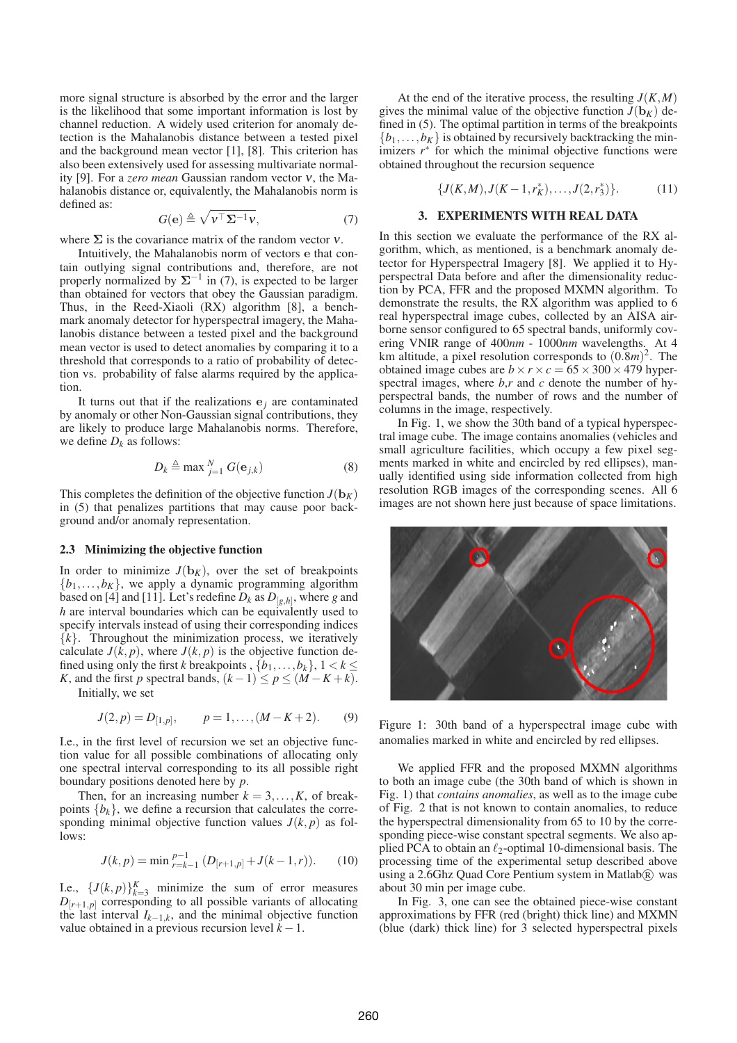more signal structure is absorbed by the error and the larger is the likelihood that some important information is lost by channel reduction. A widely used criterion for anomaly detection is the Mahalanobis distance between a tested pixel and the background mean vector [1], [8]. This criterion has also been extensively used for assessing multivariate normality [9]. For a *zero mean* Gaussian random vector $\nu$, the Mahalanobis distance or, equivalently, the Mahalanobis norm is defined as:

$$G(\mathbf{e}) \triangleq \sqrt{\nu^\top \Sigma^{-1} \nu}, \tag{7}$$

where $\Sigma$ is the covariance matrix of the random vector $\nu$.

Intuitively, the Mahalanobis norm of vectors $\mathbf{e}$ that contain outlying signal contributions and, therefore, are not properly normalized by $\Sigma^{-1}$ in (7), is expected to be larger than obtained for vectors that obey the Gaussian paradigm. Thus, in the Reed-Xiaoli (RX) algorithm [8], a benchmark anomaly detector for hyperspectral imagery, the Mahalanobis distance between a tested pixel and the background mean vector is used to detect anomalies by comparing it to a threshold that corresponds to a ratio of probability of detection vs. probability of false alarms required by the application.

It turns out that if the realizations $\mathbf{e}_j$ are contaminated by anomaly or other Non-Gaussian signal contributions, they are likely to produce large Mahalanobis norms. Therefore, we define $D_k$ as follows:

$$D_k \triangleq \max{}_{j=1}^{N} G(\mathbf{e}_{j,k}) \tag{8}$$

This completes the definition of the objective function $J(\mathbf{b}_K)$ in (5) that penalizes partitions that may cause poor background and/or anomaly representation.

### 2.3 Minimizing the objective function

In order to minimize $J(\mathbf{b}_K)$, over the set of breakpoints $\{b_1,\ldots,b_K\}$, we apply a dynamic programming algorithm based on [4] and [11]. Let's redefine $D_k$ as $D_{[g,h]}$, where $g$ and $h$ are interval boundaries which can be equivalently used to specify intervals instead of using their corresponding indices $\{k\}$. Throughout the minimization process, we iteratively calculate $J(k,p)$, where $J(k,p)$ is the objective function defined using only the first $k$ breakpoints , $\{b_1,\ldots,b_k\}$, $1 < k \leq K$, and the first $p$ spectral bands, $(k-1) \leq p \leq (M-K+k)$.

Initially, we set

$$J(2,p) = D_{[1,p]}, \qquad p = 1,\ldots,(M-K+2). \tag{9}$$

I.e., in the first level of recursion we set an objective function value for all possible combinations of allocating only one spectral interval corresponding to its all possible right boundary positions denoted here by $p$.

Then, for an increasing number $k = 3,\ldots,K$, of breakpoints $\{b_k\}$, we define a recursion that calculates the corresponding minimal objective function values $J(k,p)$ as follows:

$$J(k,p) = \min{}_{r=k-1}^{p-1} \left(D_{[r+1,p]} + J(k-1,r)\right). \tag{10}$$

I.e., $\{J(k,p)\}_{k=3}^{K}$ minimize the sum of error measures $D_{[r+1,p]}$ corresponding to all possible variants of allocating the last interval $I_{k-1,k}$, and the minimal objective function value obtained in a previous recursion level $k-1$.

At the end of the iterative process, the resulting $J(K,M)$ gives the minimal value of the objective function $J(\mathbf{b}_K)$ defined in (5). The optimal partition in terms of the breakpoints $\{b_1,\ldots,b_K\}$ is obtained by recursively backtracking the minimizers $r^*$ for which the minimal objective functions were obtained throughout the recursion sequence

$$\{J(K,M), J(K-1,r_K^*),\ldots,J(2,r_3^*)\}. \tag{11}$$

## 3. EXPERIMENTS WITH REAL DATA

In this section we evaluate the performance of the RX algorithm, which, as mentioned, is a benchmark anomaly detector for Hyperspectral Imagery [8]. We applied it to Hyperspectral Data before and after the dimensionality reduction by PCA, FFR and the proposed MXMN algorithm. To demonstrate the results, the RX algorithm was applied to 6 real hyperspectral image cubes, collected by an AISA airborne sensor configured to 65 spectral bands, uniformly covering VNIR range of 400*nm* - 1000*nm* wavelengths. At 4 km altitude, a pixel resolution corresponds to $(0.8m)^2$. The obtained image cubes are $b \times r \times c = 65 \times 300 \times 479$ hyperspectral images, where $b$,$r$ and $c$ denote the number of hyperspectral bands, the number of rows and the number of columns in the image, respectively.

In Fig. 1, we show the 30th band of a typical hyperspectral image cube. The image contains anomalies (vehicles and small agriculture facilities, which occupy a few pixel segments marked in white and encircled by red ellipses), manually identified using side information collected from high resolution RGB images of the corresponding scenes. All 6 images are not shown here just because of space limitations.

Figure 1: 30th band of a hyperspectral image cube with anomalies marked in white and encircled by red ellipses.

We applied FFR and the proposed MXMN algorithms to both an image cube (the 30th band of which is shown in Fig. 1) that *contains anomalies*, as well as to the image cube of Fig. 2 that is not known to contain anomalies, to reduce the hyperspectral dimensionality from 65 to 10 by the corresponding piece-wise constant spectral segments. We also applied PCA to obtain an $\ell_2$-optimal 10-dimensional basis. The processing time of the experimental setup described above using a 2.6Ghz Quad Core Pentium system in Matlab® was about 30 min per image cube.

In Fig. 3, one can see the obtained piece-wise constant approximations by FFR (red (bright) thick line) and MXMN (blue (dark) thick line) for 3 selected hyperspectral pixels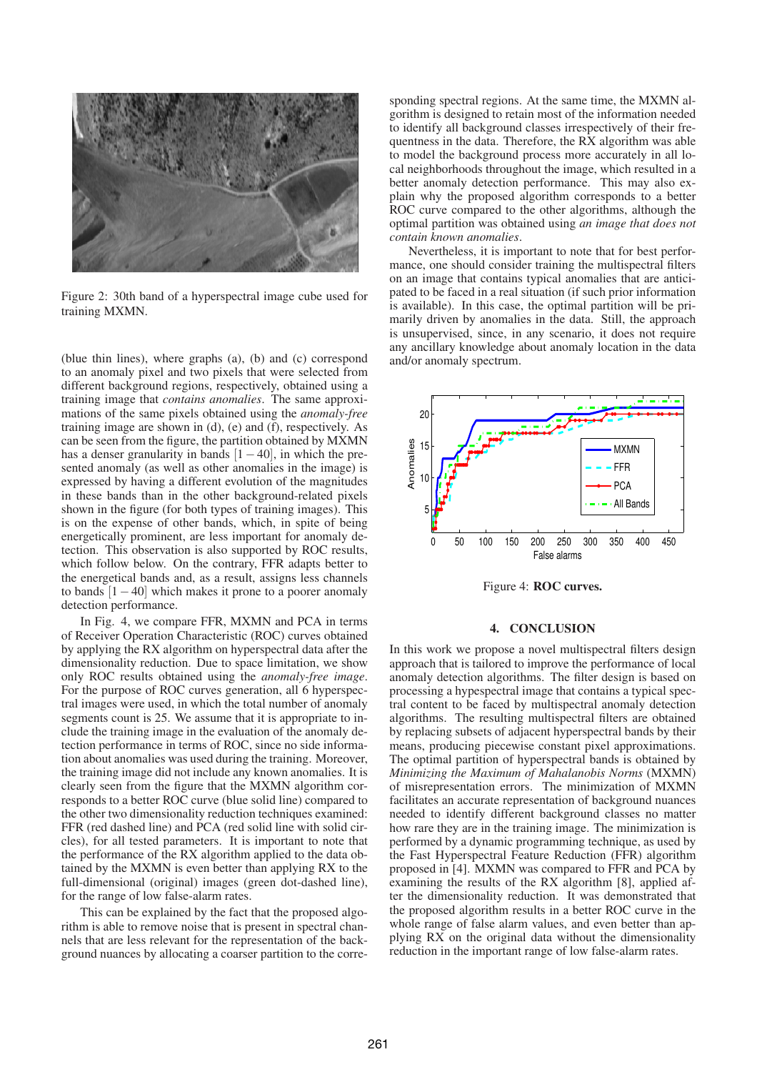Figure 2: 30th band of a hyperspectral image cube used for training MXMN.

(blue thin lines), where graphs (a), (b) and (c) correspond to an anomaly pixel and two pixels that were selected from different background regions, respectively, obtained using a training image that *contains anomalies*. The same approximations of the same pixels obtained using the *anomaly-free* training image are shown in (d), (e) and (f), respectively. As can be seen from the figure, the partition obtained by MXMN has a denser granularity in bands $[1-40]$, in which the presented anomaly (as well as other anomalies in the image) is expressed by having a different evolution of the magnitudes in these bands than in the other background-related pixels shown in the figure (for both types of training images). This is on the expense of other bands, which, in spite of being energetically prominent, are less important for anomaly detection. This observation is also supported by ROC results, which follow below. On the contrary, FFR adapts better to the energetical bands and, as a result, assigns less channels to bands $[1-40]$ which makes it prone to a poorer anomaly detection performance.

In Fig. 4, we compare FFR, MXMN and PCA in terms of Receiver Operation Characteristic (ROC) curves obtained by applying the RX algorithm on hyperspectral data after the dimensionality reduction. Due to space limitation, we show only ROC results obtained using the *anomaly-free image*. For the purpose of ROC curves generation, all 6 hyperspectral images were used, in which the total number of anomaly segments count is 25. We assume that it is appropriate to include the training image in the evaluation of the anomaly detection performance in terms of ROC, since no side information about anomalies was used during the training. Moreover, the training image did not include any known anomalies. It is clearly seen from the figure that the MXMN algorithm corresponds to a better ROC curve (blue solid line) compared to the other two dimensionality reduction techniques examined: FFR (red dashed line) and PCA (red solid line with solid circles), for all tested parameters. It is important to note that the performance of the RX algorithm applied to the data obtained by the MXMN is even better than applying RX to the full-dimensional (original) images (green dot-dashed line), for the range of low false-alarm rates.

This can be explained by the fact that the proposed algorithm is able to remove noise that is present in spectral channels that are less relevant for the representation of the background nuances by allocating a coarser partition to the corresponding spectral regions. At the same time, the MXMN algorithm is designed to retain most of the information needed to identify all background classes irrespectively of their frequentness in the data. Therefore, the RX algorithm was able to model the background process more accurately in all local neighborhoods throughout the image, which resulted in a better anomaly detection performance. This may also explain why the proposed algorithm corresponds to a better ROC curve compared to the other algorithms, although the optimal partition was obtained using *an image that does not contain known anomalies*.

Nevertheless, it is important to note that for best performance, one should consider training the multispectral filters on an image that contains typical anomalies that are anticipated to be faced in a real situation (if such prior information is available). In this case, the optimal partition will be primarily driven by anomalies in the data. Still, the approach is unsupervised, since, in any scenario, it does not require any ancillary knowledge about anomaly location in the data and/or anomaly spectrum.

Figure 4: **ROC curves.**

## 4. CONCLUSION

In this work we propose a novel multispectral filters design approach that is tailored to improve the performance of local anomaly detection algorithms. The filter design is based on processing a hypespectral image that contains a typical spectral content to be faced by multispectral anomaly detection algorithms. The resulting multispectral filters are obtained by replacing subsets of adjacent hyperspectral bands by their means, producing piecewise constant pixel approximations. The optimal partition of hyperspectral bands is obtained by *Minimizing the Maximum of Mahalanobis Norms* (MXMN) of misrepresentation errors. The minimization of MXMN facilitates an accurate representation of background nuances needed to identify different background classes no matter how rare they are in the training image. The minimization is performed by a dynamic programming technique, as used by the Fast Hyperspectral Feature Reduction (FFR) algorithm proposed in [4]. MXMN was compared to FFR and PCA by examining the results of the RX algorithm [8], applied after the dimensionality reduction. It was demonstrated that the proposed algorithm results in a better ROC curve in the whole range of false alarm values, and even better than applying RX on the original data without the dimensionality reduction in the important range of low false-alarm rates.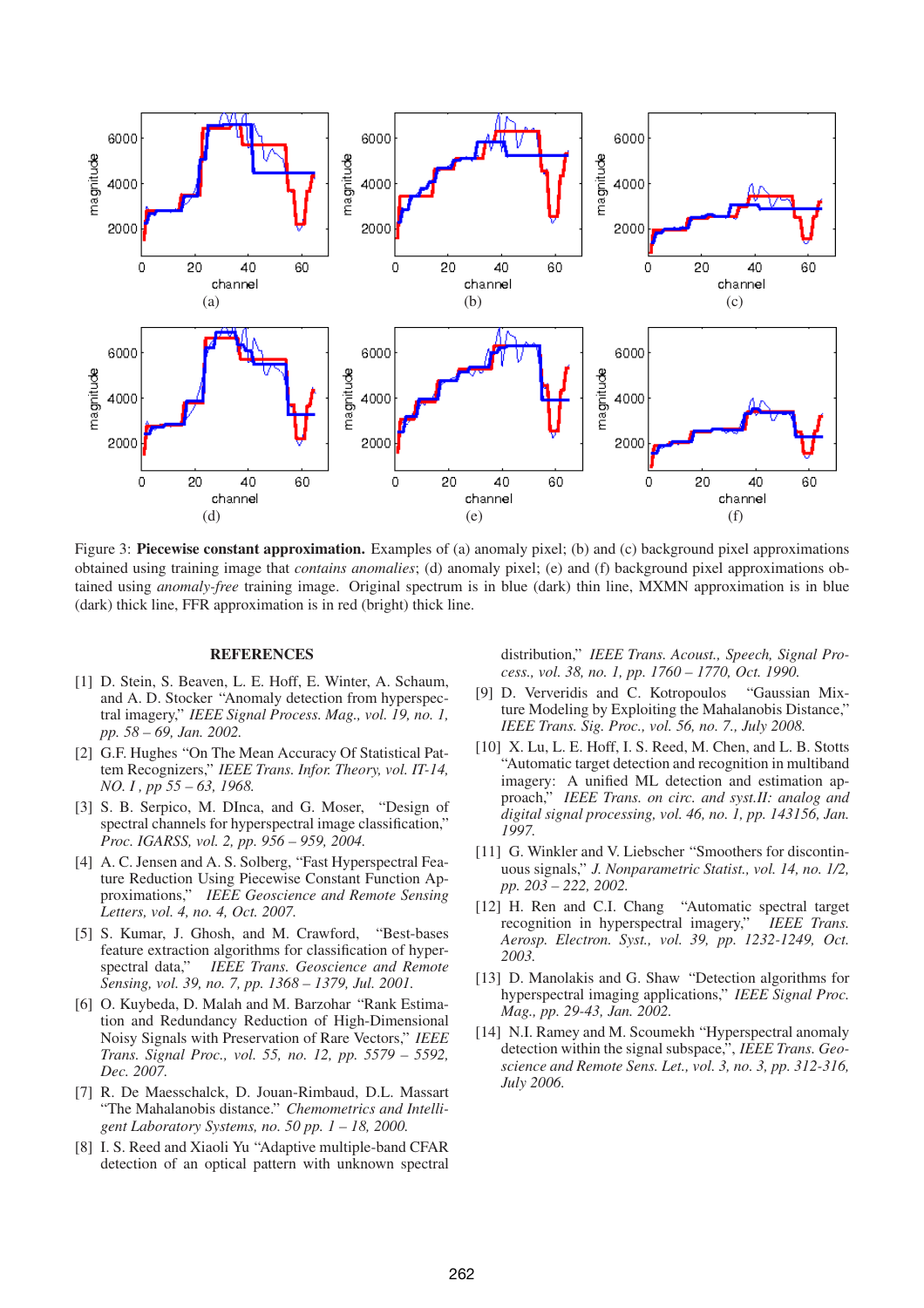magnitude
6000
4000
2000
0
20
40
60
channel
(a)

magnitude
6000
4000
2000
0
20
40
60
channel
(b)

magnitude
6000
4000
2000
0
20
40
60
channel
(c)

magnitude
6000
4000
2000
0
20
40
60
channel
(d)

magnitude
6000
4000
2000
0
20
40
60
channel
(e)

magnitude
6000
4000
2000
0
20
40
60
channel
(f)

Figure 3: **Piecewise constant approximation.** Examples of (a) anomaly pixel; (b) and (c) background pixel approximations obtained using training image that *contains anomalies*; (d) anomaly pixel; (e) and (f) background pixel approximations obtained using *anomaly-free* training image. Original spectrum is in blue (dark) thin line, MXMN approximation is in blue (dark) thick line, FFR approximation is in red (bright) thick line.

## REFERENCES

[1] D. Stein, S. Beaven, L. E. Hoff, E. Winter, A. Schaum, and A. D. Stocker "Anomaly detection from hyperspectral imagery," *IEEE Signal Process. Mag., vol. 19, no. 1, pp. 58 – 69, Jan. 2002.*

[2] G.F. Hughes "On The Mean Accuracy Of Statistical Pattern Recognizers," *IEEE Trans. Infor. Theory, vol. IT-14, NO. 1 , pp 55 – 63, 1968.*

[3] S. B. Serpico, M. DInca, and G. Moser, "Design of spectral channels for hyperspectral image classification," *Proc. IGARSS, vol. 2, pp. 956 – 959, 2004.*

[4] A. C. Jensen and A. S. Solberg, "Fast Hyperspectral Feature Reduction Using Piecewise Constant Function Approximations," *IEEE Geoscience and Remote Sensing Letters, vol. 4, no. 4, Oct. 2007.*

[5] S. Kumar, J. Ghosh, and M. Crawford, "Best-bases feature extraction algorithms for classification of hyperspectral data," *IEEE Trans. Geoscience and Remote Sensing, vol. 39, no. 7, pp. 1368 – 1379, Jul. 2001.*

[6] O. Kuybeda, D. Malah and M. Barzohar "Rank Estimation and Redundancy Reduction of High-Dimensional Noisy Signals with Preservation of Rare Vectors," *IEEE Trans. Signal Proc., vol. 55, no. 12, pp. 5579 – 5592, Dec. 2007.*

[7] R. De Maesschalck, D. Jouan-Rimbaud, D.L. Massart "The Mahalanobis distance." *Chemometrics and Intelligent Laboratory Systems, no. 50 pp. 1 – 18, 2000.*

[8] I. S. Reed and Xiaoli Yu "Adaptive multiple-band CFAR detection of an optical pattern with unknown spectral distribution," *IEEE Trans. Acoust., Speech, Signal Process., vol. 38, no. 1, pp. 1760 – 1770, Oct. 1990.*

[9] D. Ververidis and C. Kotropoulos "Gaussian Mixture Modeling by Exploiting the Mahalanobis Distance," *IEEE Trans. Sig. Proc., vol. 56, no. 7., July 2008.*

[10] X. Lu, L. E. Hoff, I. S. Reed, M. Chen, and L. B. Stotts "Automatic target detection and recognition in multiband imagery: A unified ML detection and estimation approach," *IEEE Trans. on circ. and syst.II: analog and digital signal processing, vol. 46, no. 1, pp. 143156, Jan. 1997.*

[11] G. Winkler and V. Liebscher "Smoothers for discontinuous signals," *J. Nonparametric Statist., vol. 14, no. 1/2, pp. 203 – 222, 2002.*

[12] H. Ren and C.I. Chang "Automatic spectral target recognition in hyperspectral imagery," *IEEE Trans. Aerosp. Electron. Syst., vol. 39, pp. 1232-1249, Oct. 2003.*

[13] D. Manolakis and G. Shaw "Detection algorithms for hyperspectral imaging applications," *IEEE Signal Proc. Mag., pp. 29-43, Jan. 2002.*

[14] N.I. Ramey and M. Scoumekh "Hyperspectral anomaly detection within the signal subspace,", *IEEE Trans. Geoscience and Remote Sens. Let., vol. 3, no. 3, pp. 312-316, July 2006.*